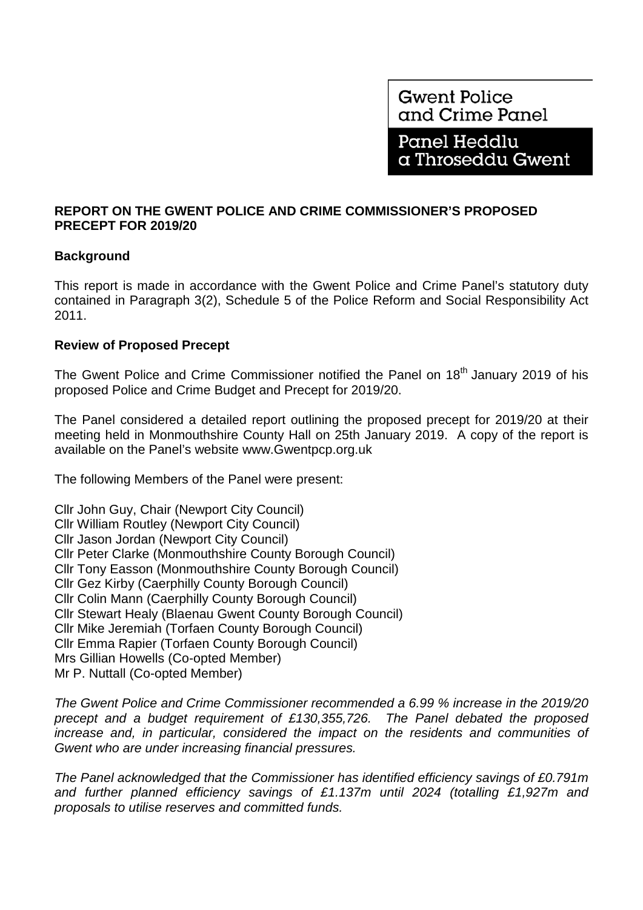Gwent Police and Crime Panel

Panel Heddlu a Throseddu Gwent

**REPORT ON THE GWENT POLICE AND CRIME COMMISSIONER'S PROPOSED PRECEPT FOR 2019/20**

**Background**

This report is made in accordance with the Gwent Police and Crime Panel's statutory duty contained in Paragraph 3(2), Schedule 5 of the Police Reform and Social Responsibility Act 2011.

**Review of Proposed Precept**

The Gwent Police and Crime Commissioner notified the Panel on 18th January 2019 of his proposed Police and Crime Budget and Precept for 2019/20.

The Panel considered a detailed report outlining the proposed precept for 2019/20 at their meeting held in Monmouthshire County Hall on 25th January 2019. A copy of the report is available on the Panel's website www.Gwentpcp.org.uk

The following Members of the Panel were present:

Cllr John Guy, Chair (Newport City Council)
Cllr William Routley (Newport City Council)
Cllr Jason Jordan (Newport City Council)
Cllr Peter Clarke (Monmouthshire County Borough Council)
Cllr Tony Easson (Monmouthshire County Borough Council)
Cllr Gez Kirby (Caerphilly County Borough Council)
Cllr Colin Mann (Caerphilly County Borough Council)
Cllr Stewart Healy (Blaenau Gwent County Borough Council)
Cllr Mike Jeremiah (Torfaen County Borough Council)
Cllr Emma Rapier (Torfaen County Borough Council)
Mrs Gillian Howells (Co-opted Member)
Mr P. Nuttall (Co-opted Member)

*The Gwent Police and Crime Commissioner recommended a 6.99 % increase in the 2019/20 precept and a budget requirement of £130,355,726. The Panel debated the proposed increase and, in particular, considered the impact on the residents and communities of Gwent who are under increasing financial pressures.*

*The Panel acknowledged that the Commissioner has identified efficiency savings of £0.791m and further planned efficiency savings of £1.137m until 2024 (totalling £1,927m and proposals to utilise reserves and committed funds.*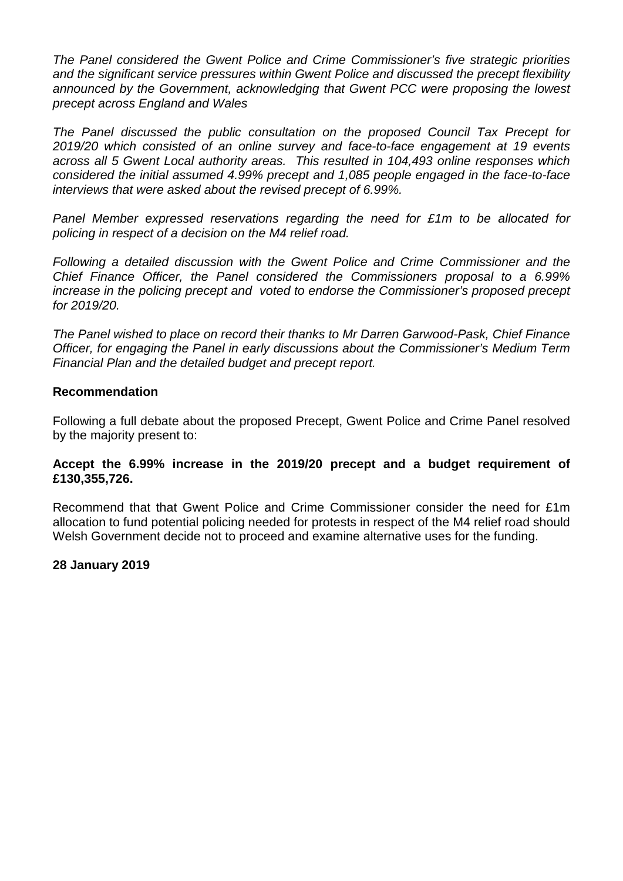*The Panel considered the Gwent Police and Crime Commissioner's five strategic priorities and the significant service pressures within Gwent Police and discussed the precept flexibility announced by the Government, acknowledging that Gwent PCC were proposing the lowest precept across England and Wales*

*The Panel discussed the public consultation on the proposed Council Tax Precept for 2019/20 which consisted of an online survey and face-to-face engagement at 19 events across all 5 Gwent Local authority areas. This resulted in 104,493 online responses which considered the initial assumed 4.99% precept and 1,085 people engaged in the face-to-face interviews that were asked about the revised precept of 6.99%.*

*Panel Member expressed reservations regarding the need for £1m to be allocated for policing in respect of a decision on the M4 relief road.*

*Following a detailed discussion with the Gwent Police and Crime Commissioner and the Chief Finance Officer, the Panel considered the Commissioners proposal to a 6.99% increase in the policing precept and voted to endorse the Commissioner's proposed precept for 2019/20.*

*The Panel wished to place on record their thanks to Mr Darren Garwood-Pask, Chief Finance Officer, for engaging the Panel in early discussions about the Commissioner's Medium Term Financial Plan and the detailed budget and precept report.*

**Recommendation**

Following a full debate about the proposed Precept, Gwent Police and Crime Panel resolved by the majority present to:

**Accept the 6.99% increase in the 2019/20 precept and a budget requirement of £130,355,726.**

Recommend that that Gwent Police and Crime Commissioner consider the need for £1m allocation to fund potential policing needed for protests in respect of the M4 relief road should Welsh Government decide not to proceed and examine alternative uses for the funding.

**28 January 2019**